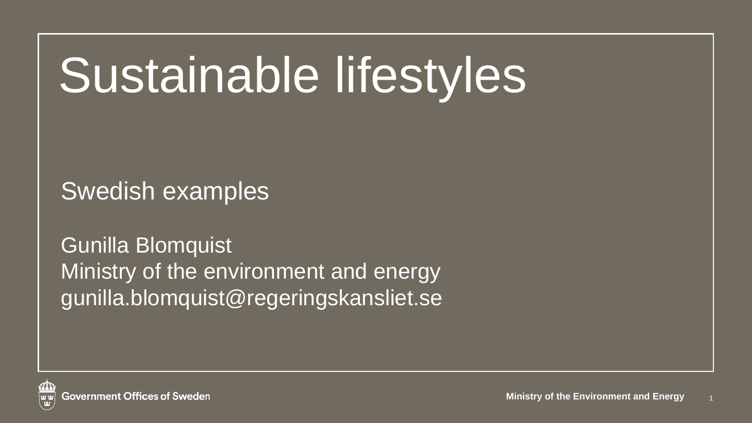# Sustainable lifestyles

Swedish examples

Gunilla Blomquist
Ministry of the environment and energy
gunilla.blomquist@regeringskansliet.se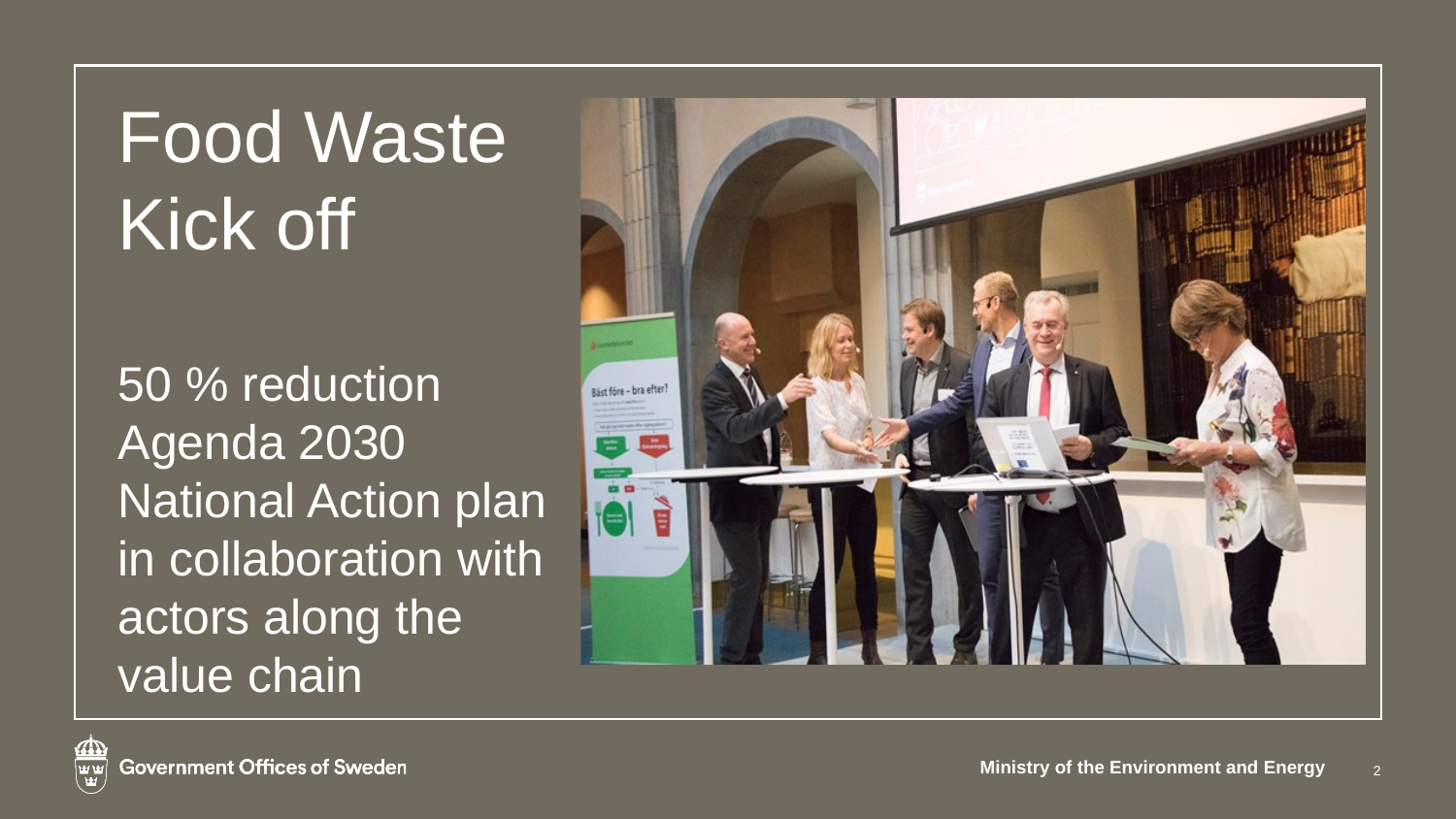# Food Waste Kick off

50 % reduction
Agenda 2030
National Action plan in collaboration with actors along the value chain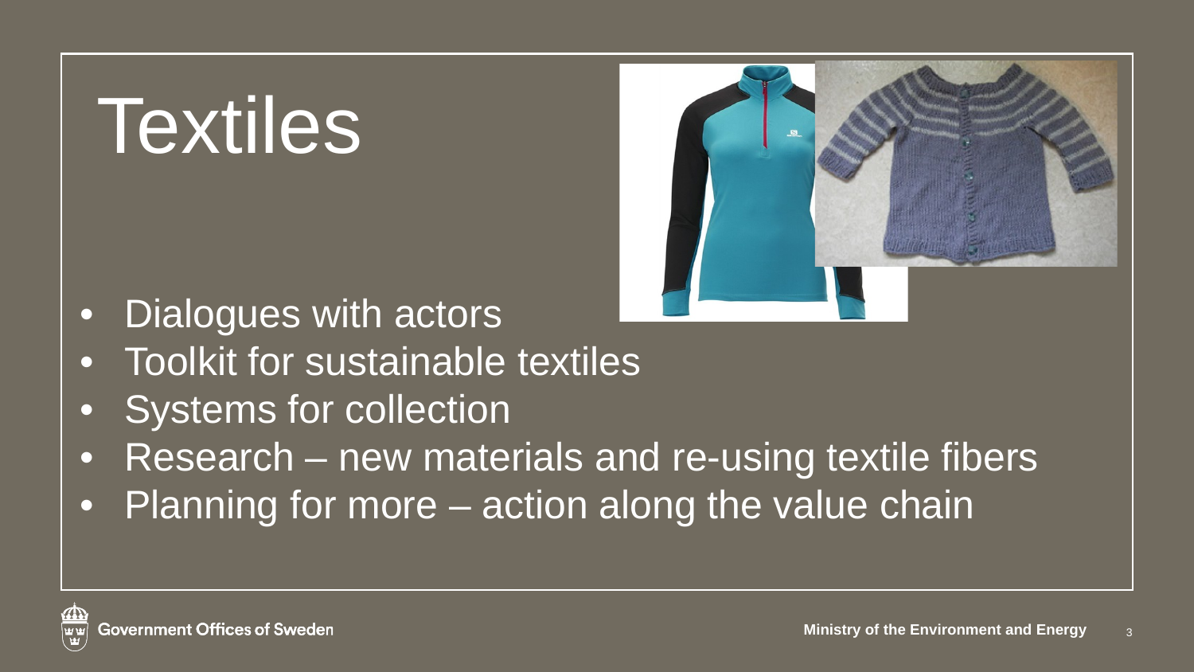# Textiles

- Dialogues with actors
- Toolkit for sustainable textiles
- Systems for collection
- Research – new materials and re-using textile fibers
- Planning for more – action along the value chain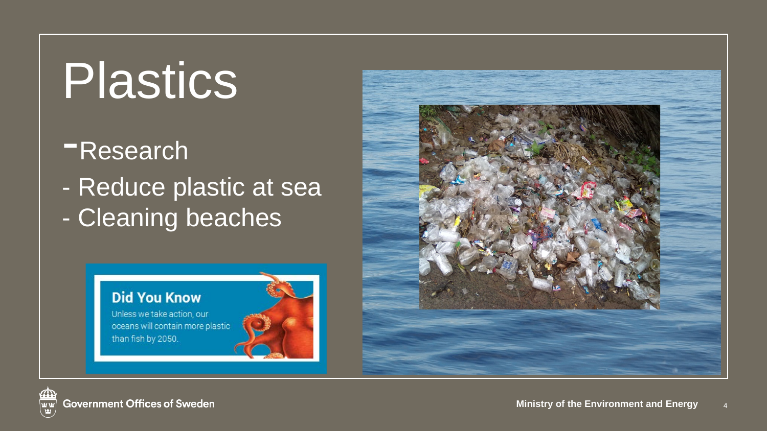# Plastics

- Research
- Reduce plastic at sea
- Cleaning beaches

**Did You Know**

Unless we take action, our oceans will contain more plastic than fish by 2050.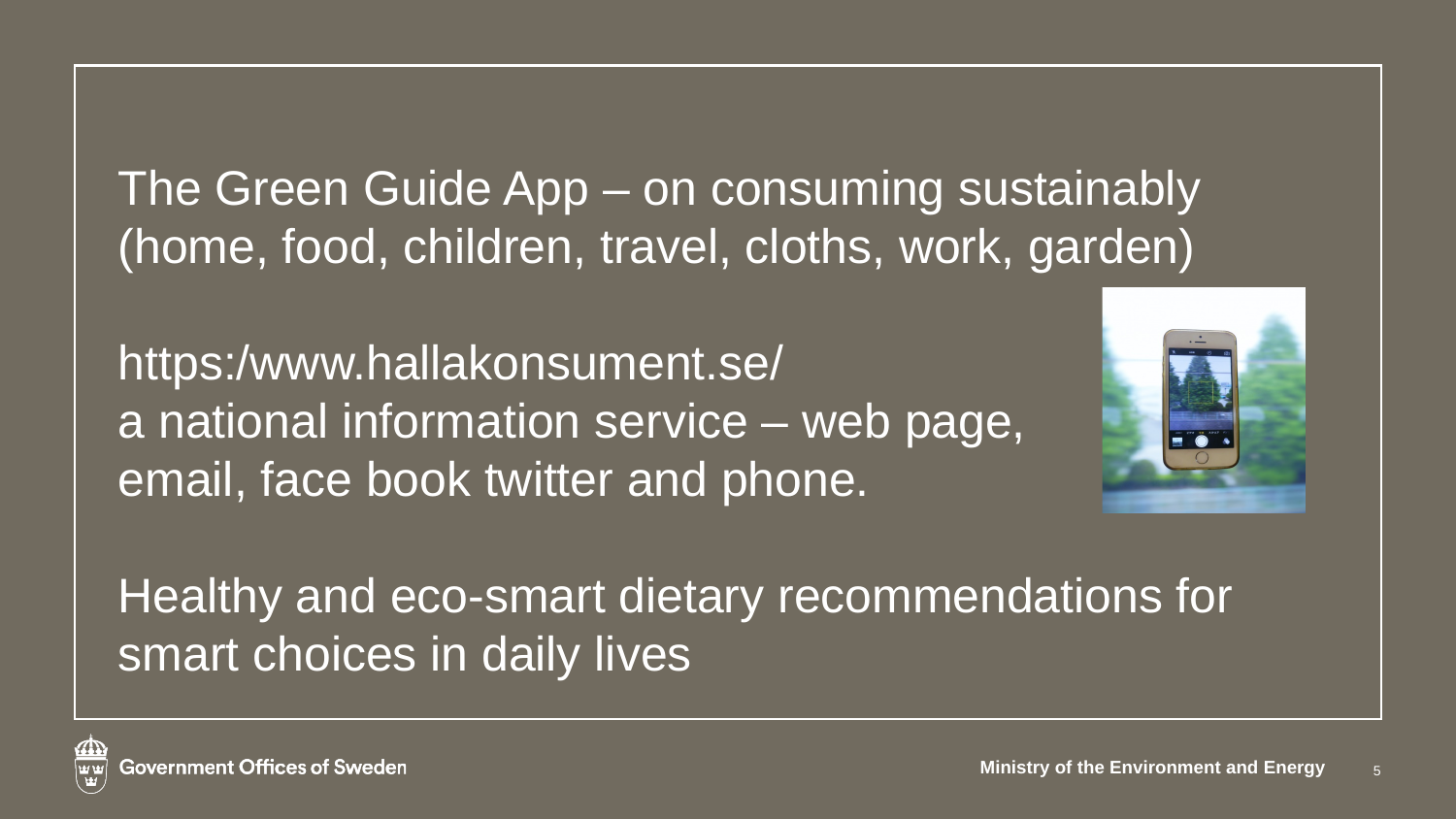The Green Guide App – on consuming sustainably (home, food, children, travel, cloths, work, garden)

https:/www.hallakonsument.se/
a national information service – web page, email, face book twitter and phone.

Healthy and eco-smart dietary recommendations for smart choices in daily lives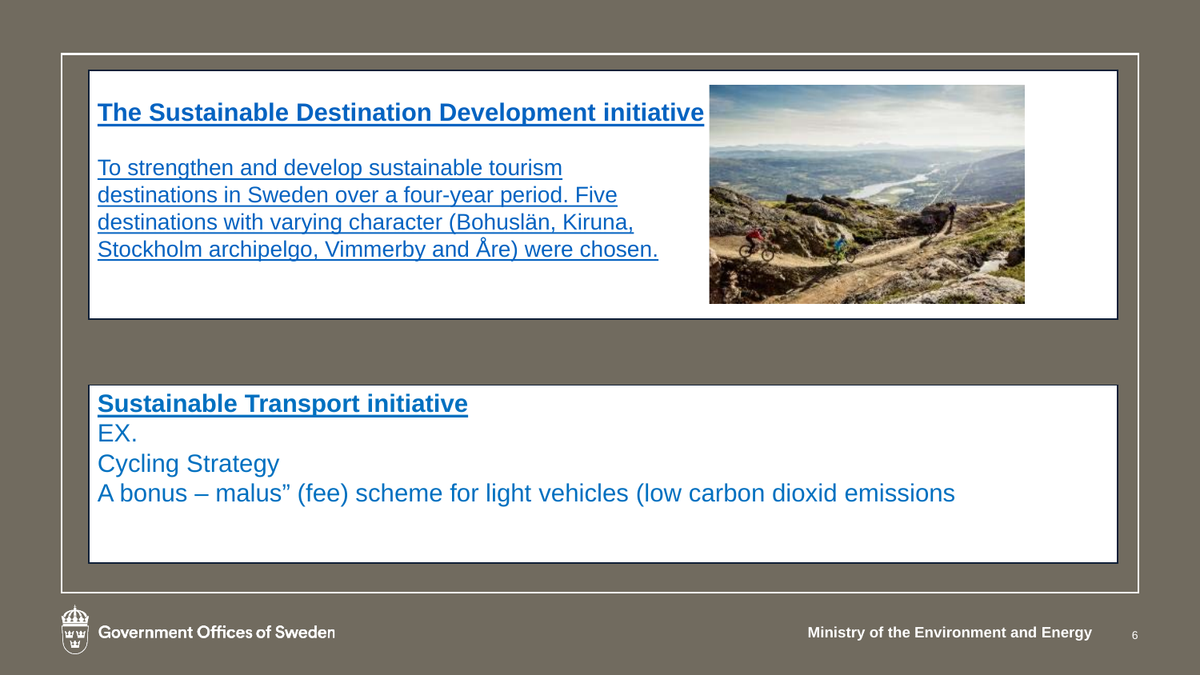## The Sustainable Destination Development initiative

To strengthen and develop sustainable tourism destinations in Sweden over a four-year period. Five destinations with varying character (Bohuslän, Kiruna, Stockholm archipelgo, Vimmerby and Åre) were chosen.

## Sustainable Transport initiative

EX.

Cycling Strategy

A bonus – malus" (fee) scheme for light vehicles (low carbon dioxid emissions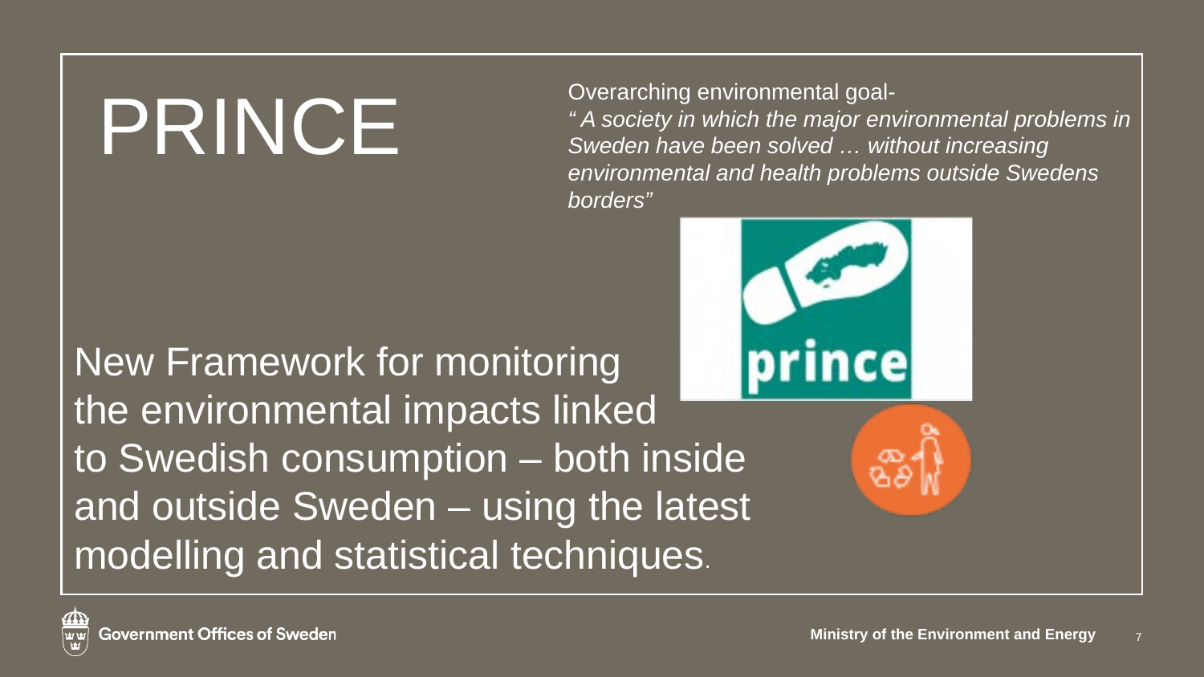# PRINCE

Overarching environmental goal-

*" A society in which the major environmental problems in Sweden have been solved … without increasing environmental and health problems outside Swedens borders"*

New Framework for monitoring the environmental impacts linked to Swedish consumption – both inside and outside Sweden – using the latest modelling and statistical techniques.